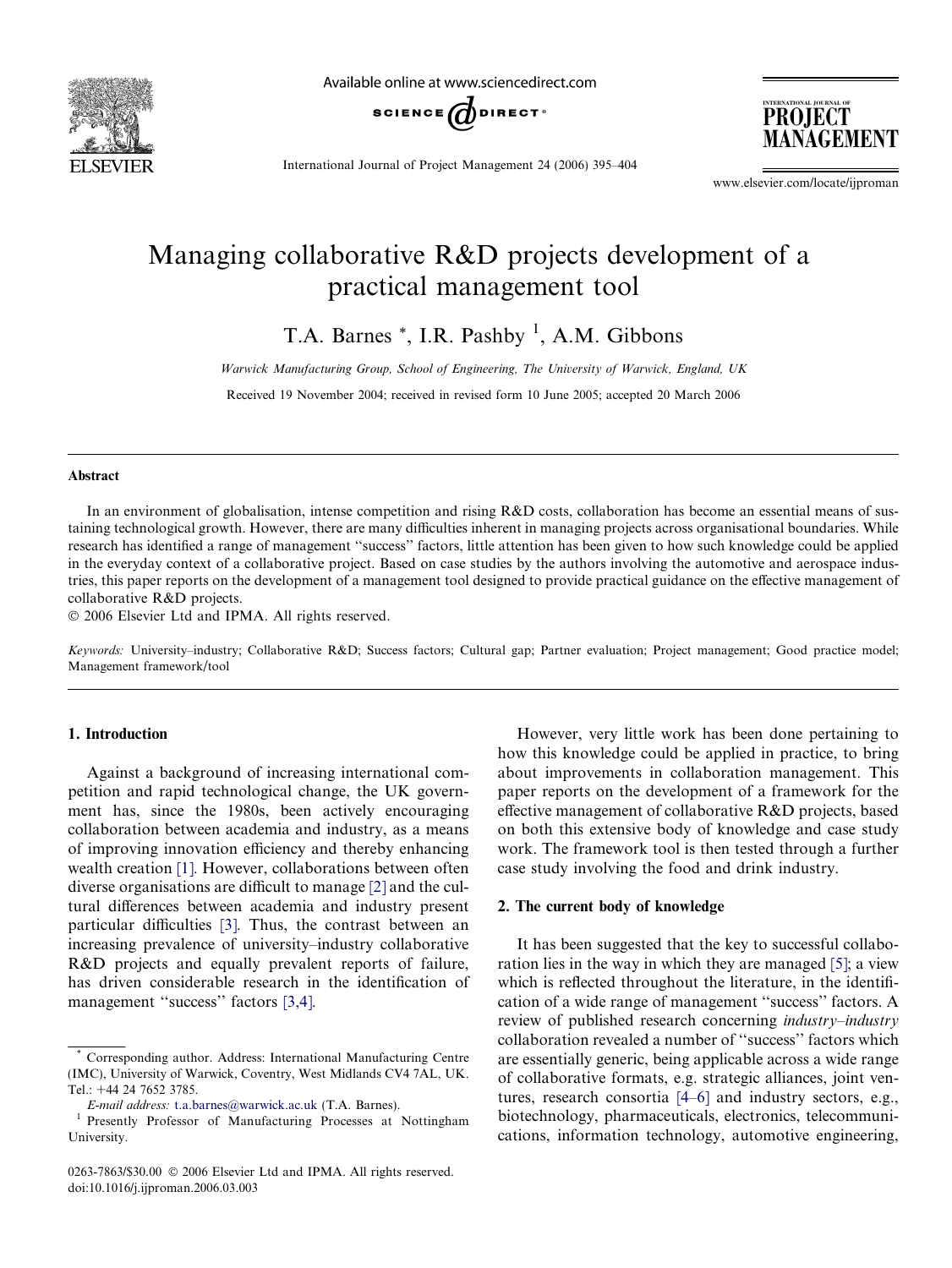# Managing collaborative R&D projects development of a practical management tool

T.A. Barnes *, I.R. Pashby [1], A.M. Gibbons

*Warwick Manufacturing Group, School of Engineering, The University of Warwick, England, UK*

Received 19 November 2004; received in revised form 10 June 2005; accepted 20 March 2006

## Abstract

In an environment of globalisation, intense competition and rising R&D costs, collaboration has become an essential means of sustaining technological growth. However, there are many difficulties inherent in managing projects across organisational boundaries. While research has identified a range of management "success" factors, little attention has been given to how such knowledge could be applied in the everyday context of a collaborative project. Based on case studies by the authors involving the automotive and aerospace industries, this paper reports on the development of a management tool designed to provide practical guidance on the effective management of collaborative R&D projects.

© 2006 Elsevier Ltd and IPMA. All rights reserved.

*Keywords:* University–industry; Collaborative R&D; Success factors; Cultural gap; Partner evaluation; Project management; Good practice model; Management framework/tool

## 1. Introduction

Against a background of increasing international competition and rapid technological change, the UK government has, since the 1980s, been actively encouraging collaboration between academia and industry, as a means of improving innovation efficiency and thereby enhancing wealth creation [1]. However, collaborations between often diverse organisations are difficult to manage [2] and the cultural differences between academia and industry present particular difficulties [3]. Thus, the contrast between an increasing prevalence of university–industry collaborative R&D projects and equally prevalent reports of failure, has driven considerable research in the identification of management "success" factors [3,4].

However, very little work has been done pertaining to how this knowledge could be applied in practice, to bring about improvements in collaboration management. This paper reports on the development of a framework for the effective management of collaborative R&D projects, based on both this extensive body of knowledge and case study work. The framework tool is then tested through a further case study involving the food and drink industry.

## 2. The current body of knowledge

It has been suggested that the key to successful collaboration lies in the way in which they are managed [5]; a view which is reflected throughout the literature, in the identification of a wide range of management "success" factors. A review of published research concerning *industry–industry* collaboration revealed a number of "success" factors which are essentially generic, being applicable across a wide range of collaborative formats, e.g. strategic alliances, joint ventures, research consortia [4–6] and industry sectors, e.g., biotechnology, pharmaceuticals, electronics, telecommunications, information technology, automotive engineering,

* Corresponding author. Address: International Manufacturing Centre (IMC), University of Warwick, Coventry, West Midlands CV4 7AL, UK. Tel.: +44 24 7652 3785.

*E-mail address:* t.a.barnes@warwick.ac.uk (T.A. Barnes).

[1] Presently Professor of Manufacturing Processes at Nottingham University.

0263-7863/$30.00 © 2006 Elsevier Ltd and IPMA. All rights reserved.
doi:10.1016/j.ijproman.2006.03.003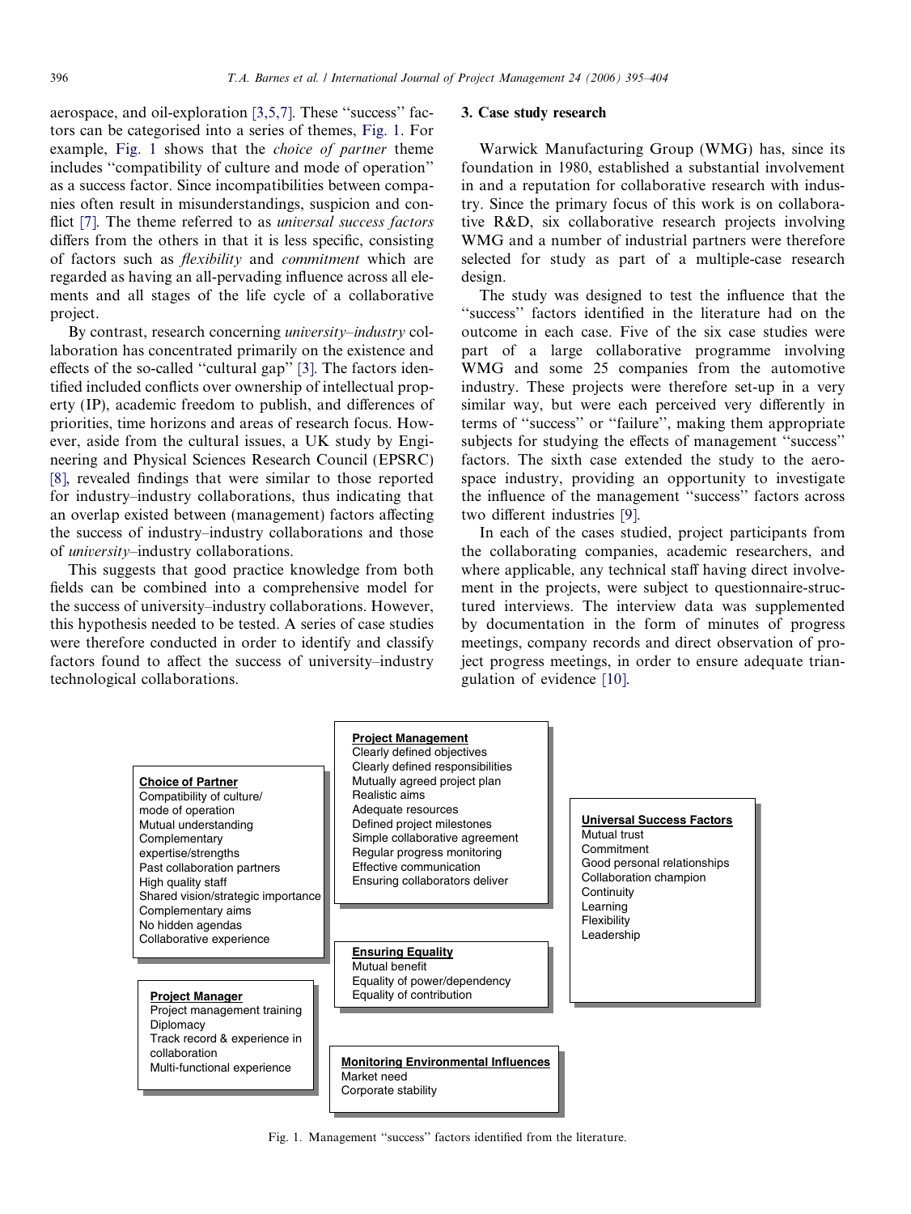aerospace, and oil-exploration [3,5,7]. These ''success'' factors can be categorised into a series of themes, Fig. 1. For example, Fig. 1 shows that the *choice of partner* theme includes ''compatibility of culture and mode of operation'' as a success factor. Since incompatibilities between companies often result in misunderstandings, suspicion and conflict [7]. The theme referred to as *universal success factors* differs from the others in that it is less specific, consisting of factors such as *flexibility* and *commitment* which are regarded as having an all-pervading influence across all elements and all stages of the life cycle of a collaborative project.

By contrast, research concerning *university–industry* collaboration has concentrated primarily on the existence and effects of the so-called ''cultural gap'' [3]. The factors identified included conflicts over ownership of intellectual property (IP), academic freedom to publish, and differences of priorities, time horizons and areas of research focus. However, aside from the cultural issues, a UK study by Engineering and Physical Sciences Research Council (EPSRC) [8], revealed findings that were similar to those reported for industry–industry collaborations, thus indicating that an overlap existed between (management) factors affecting the success of industry–industry collaborations and those of *university*–industry collaborations.

This suggests that good practice knowledge from both fields can be combined into a comprehensive model for the success of university–industry collaborations. However, this hypothesis needed to be tested. A series of case studies were therefore conducted in order to identify and classify factors found to affect the success of university–industry technological collaborations.

## 3. Case study research

Warwick Manufacturing Group (WMG) has, since its foundation in 1980, established a substantial involvement in and a reputation for collaborative research with industry. Since the primary focus of this work is on collaborative R&D, six collaborative research projects involving WMG and a number of industrial partners were therefore selected for study as part of a multiple-case research design.

The study was designed to test the influence that the ''success'' factors identified in the literature had on the outcome in each case. Five of the six case studies were part of a large collaborative programme involving WMG and some 25 companies from the automotive industry. These projects were therefore set-up in a very similar way, but were each perceived very differently in terms of ''success'' or ''failure'', making them appropriate subjects for studying the effects of management ''success'' factors. The sixth case extended the study to the aerospace industry, providing an opportunity to investigate the influence of the management ''success'' factors across two different industries [9].

In each of the cases studied, project participants from the collaborating companies, academic researchers, and where applicable, any technical staff having direct involvement in the projects, were subject to questionnaire-structured interviews. The interview data was supplemented by documentation in the form of minutes of progress meetings, company records and direct observation of project progress meetings, in order to ensure adequate triangulation of evidence [10].

**Choice of Partner**
Compatibility of culture/ mode of operation
Mutual understanding
Complementary expertise/strengths
Past collaboration partners
High quality staff
Shared vision/strategic importance
Complementary aims
No hidden agendas
Collaborative experience

**Project Manager**
Project management training
Diplomacy
Track record & experience in collaboration
Multi-functional experience

**Project Management**
Clearly defined objectives
Clearly defined responsibilities
Mutually agreed project plan
Realistic aims
Adequate resources
Defined project milestones
Simple collaborative agreement
Regular progress monitoring
Effective communication
Ensuring collaborators deliver

**Ensuring Equality**
Mutual benefit
Equality of power/dependency
Equality of contribution

**Monitoring Environmental Influences**
Market need
Corporate stability

**Universal Success Factors**
Mutual trust
Commitment
Good personal relationships
Collaboration champion
Continuity
Learning
Flexibility
Leadership

Fig. 1. Management ''success'' factors identified from the literature.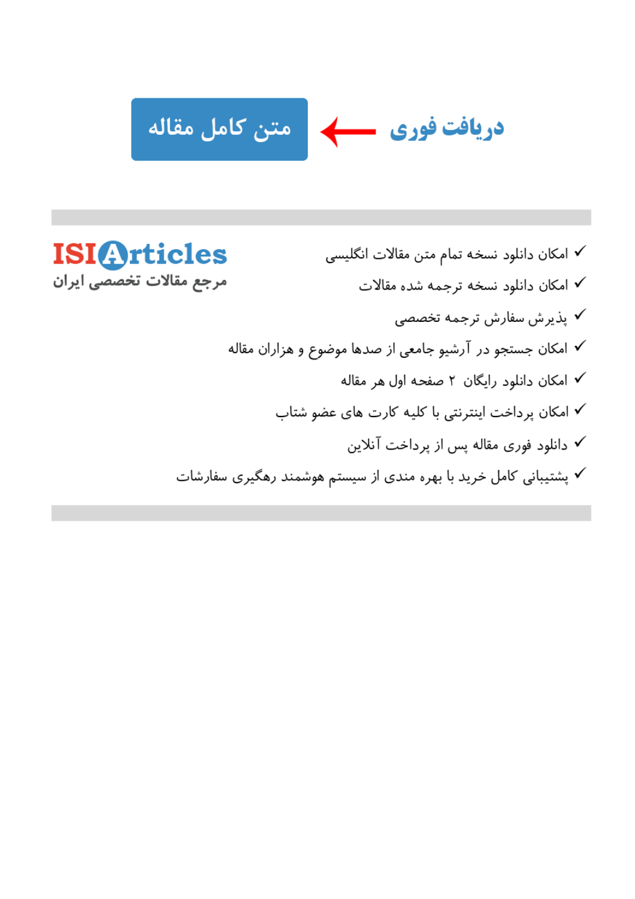دریافت فوری ← **متن کامل مقاله**

**ISIArticles**
مرجع مقالات تخصصی ایران

- ✓ امکان دانلود نسخه تمام متن مقالات انگلیسی
- ✓ امکان دانلود نسخه ترجمه شده مقالات
- ✓ پذیرش سفارش ترجمه تخصصی
- ✓ امکان جستجو در آرشیو جامعی از صدها موضوع و هزاران مقاله
- ✓ امکان دانلود رایگان ۲ صفحه اول هر مقاله
- ✓ امکان پرداخت اینترنتی با کلیه کارت های عضو شتاب
- ✓ دانلود فوری مقاله پس از پرداخت آنلاین
- ✓ پشتیبانی کامل خرید با بهره مندی از سیستم هوشمند رهگیری سفارشات